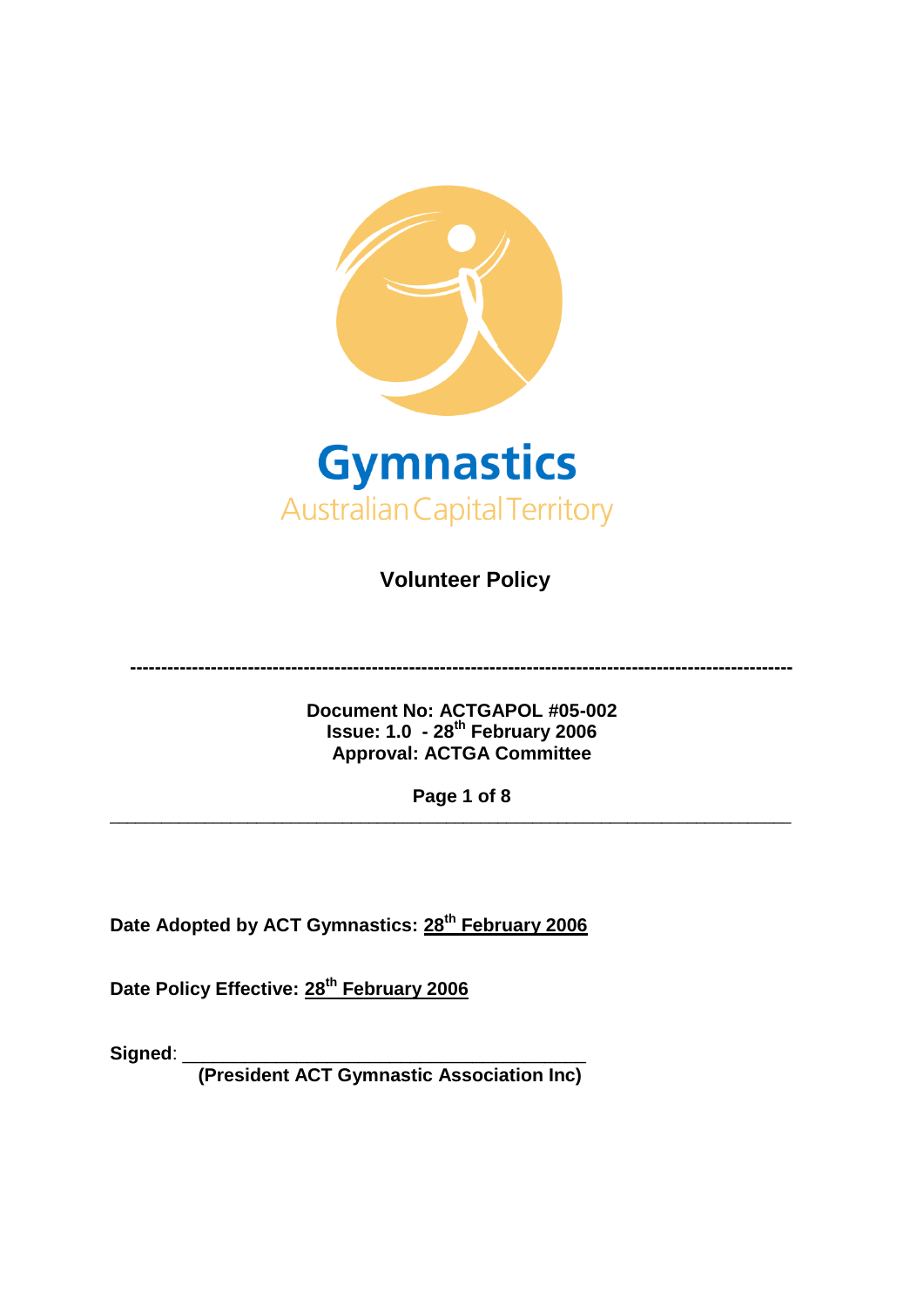Gymnastics

Australian Capital Territory

# Volunteer Policy

---

**Document No: ACTGAPOL #05-002**
**Issue: 1.0 - 28th February 2006**
**Approval: ACTGA Committee**

---

**Date Adopted by ACT Gymnastics: 28th February 2006**

**Date Policy Effective: 28th February 2006**

**Signed**: ________________________________________
**(President ACT Gymnastic Association Inc)**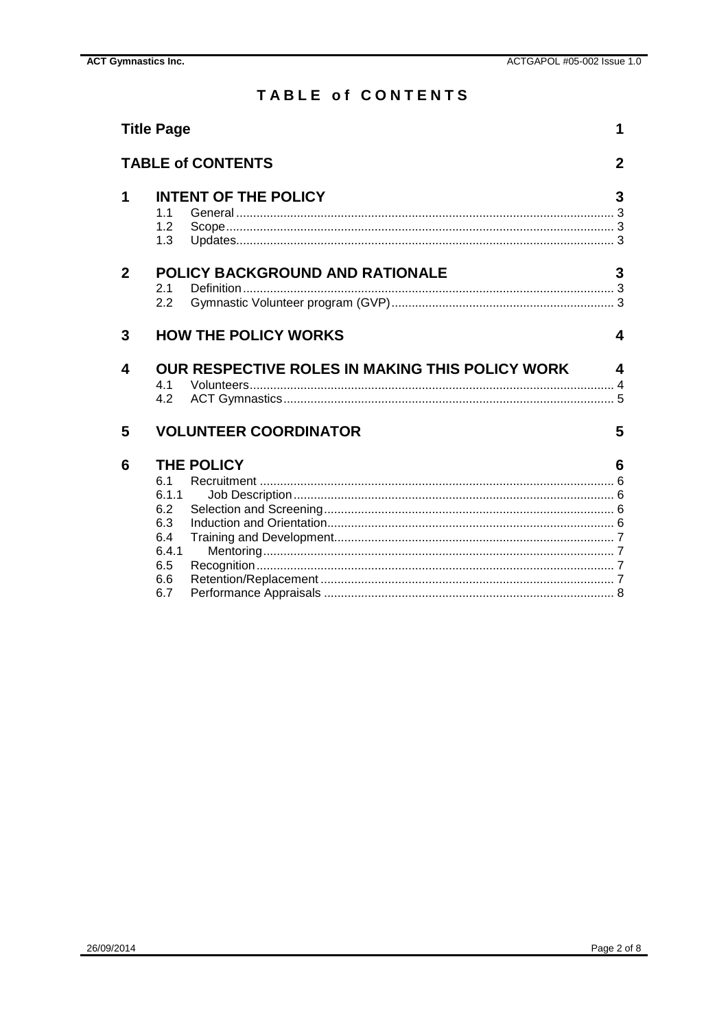# TABLE of CONTENTS

| | | |
|---|---|---|
| **Title Page** | | **1** |
| **TABLE of CONTENTS** | | **2** |
| **1** | **INTENT OF THE POLICY** | **3** |
| 1.1 | General | 3 |
| 1.2 | Scope | 3 |
| 1.3 | Updates | 3 |
| **2** | **POLICY BACKGROUND AND RATIONALE** | **3** |
| 2.1 | Definition | 3 |
| 2.2 | Gymnastic Volunteer program (GVP) | 3 |
| **3** | **HOW THE POLICY WORKS** | **4** |
| **4** | **OUR RESPECTIVE ROLES IN MAKING THIS POLICY WORK** | **4** |
| 4.1 | Volunteers | 4 |
| 4.2 | ACT Gymnastics | 5 |
| **5** | **VOLUNTEER COORDINATOR** | **5** |
| **6** | **THE POLICY** | **6** |
| 6.1 | Recruitment | 6 |
| 6.1.1 | Job Description | 6 |
| 6.2 | Selection and Screening | 6 |
| 6.3 | Induction and Orientation | 6 |
| 6.4 | Training and Development | 7 |
| 6.4.1 | Mentoring | 7 |
| 6.5 | Recognition | 7 |
| 6.6 | Retention/Replacement | 7 |
| 6.7 | Performance Appraisals | 8 |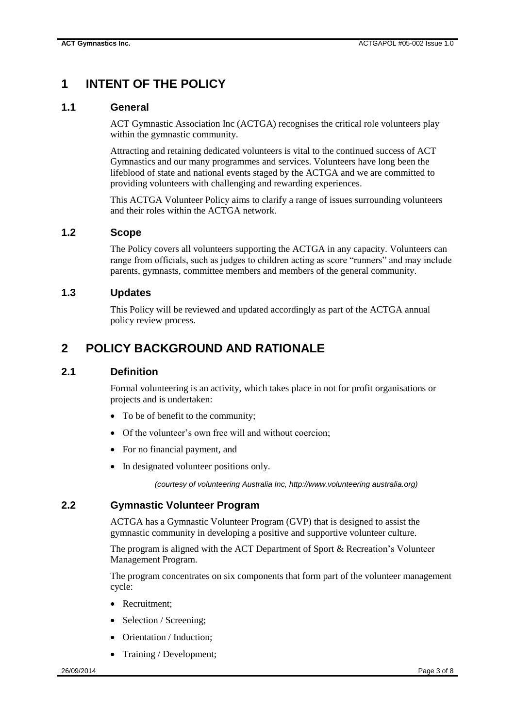# 1 INTENT OF THE POLICY

## 1.1 General

ACT Gymnastic Association Inc (ACTGA) recognises the critical role volunteers play within the gymnastic community.

Attracting and retaining dedicated volunteers is vital to the continued success of ACT Gymnastics and our many programmes and services. Volunteers have long been the lifeblood of state and national events staged by the ACTGA and we are committed to providing volunteers with challenging and rewarding experiences.

This ACTGA Volunteer Policy aims to clarify a range of issues surrounding volunteers and their roles within the ACTGA network.

## 1.2 Scope

The Policy covers all volunteers supporting the ACTGA in any capacity. Volunteers can range from officials, such as judges to children acting as score "runners" and may include parents, gymnasts, committee members and members of the general community.

## 1.3 Updates

This Policy will be reviewed and updated accordingly as part of the ACTGA annual policy review process.

# 2 POLICY BACKGROUND AND RATIONALE

## 2.1 Definition

Formal volunteering is an activity, which takes place in not for profit organisations or projects and is undertaken:

- To be of benefit to the community;
- Of the volunteer's own free will and without coercion;
- For no financial payment, and
- In designated volunteer positions only.

*(courtesy of volunteering Australia Inc, http://www.volunteering australia.org)*

## 2.2 Gymnastic Volunteer Program

ACTGA has a Gymnastic Volunteer Program (GVP) that is designed to assist the gymnastic community in developing a positive and supportive volunteer culture.

The program is aligned with the ACT Department of Sport & Recreation's Volunteer Management Program.

The program concentrates on six components that form part of the volunteer management cycle:

- Recruitment;
- Selection / Screening;
- Orientation / Induction;
- Training / Development;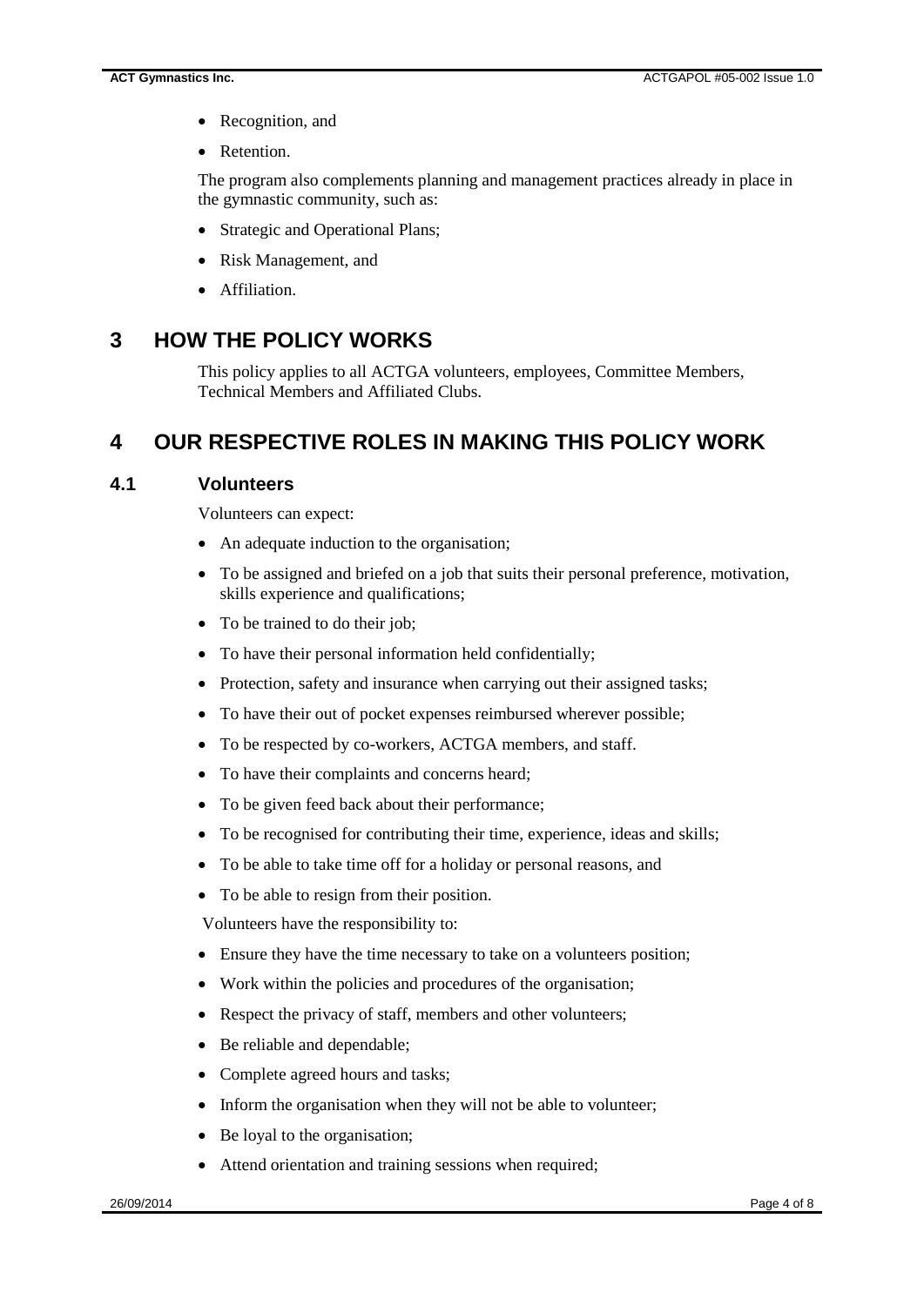- Recognition, and
- Retention.

The program also complements planning and management practices already in place in the gymnastic community, such as:

- Strategic and Operational Plans;
- Risk Management, and
- Affiliation.

# 3 HOW THE POLICY WORKS

This policy applies to all ACTGA volunteers, employees, Committee Members, Technical Members and Affiliated Clubs.

# 4 OUR RESPECTIVE ROLES IN MAKING THIS POLICY WORK

## 4.1 Volunteers

Volunteers can expect:

- An adequate induction to the organisation;
- To be assigned and briefed on a job that suits their personal preference, motivation, skills experience and qualifications;
- To be trained to do their job;
- To have their personal information held confidentially;
- Protection, safety and insurance when carrying out their assigned tasks;
- To have their out of pocket expenses reimbursed wherever possible;
- To be respected by co-workers, ACTGA members, and staff.
- To have their complaints and concerns heard;
- To be given feed back about their performance;
- To be recognised for contributing their time, experience, ideas and skills;
- To be able to take time off for a holiday or personal reasons, and
- To be able to resign from their position.

Volunteers have the responsibility to:

- Ensure they have the time necessary to take on a volunteers position;
- Work within the policies and procedures of the organisation;
- Respect the privacy of staff, members and other volunteers;
- Be reliable and dependable;
- Complete agreed hours and tasks;
- Inform the organisation when they will not be able to volunteer;
- Be loyal to the organisation;
- Attend orientation and training sessions when required;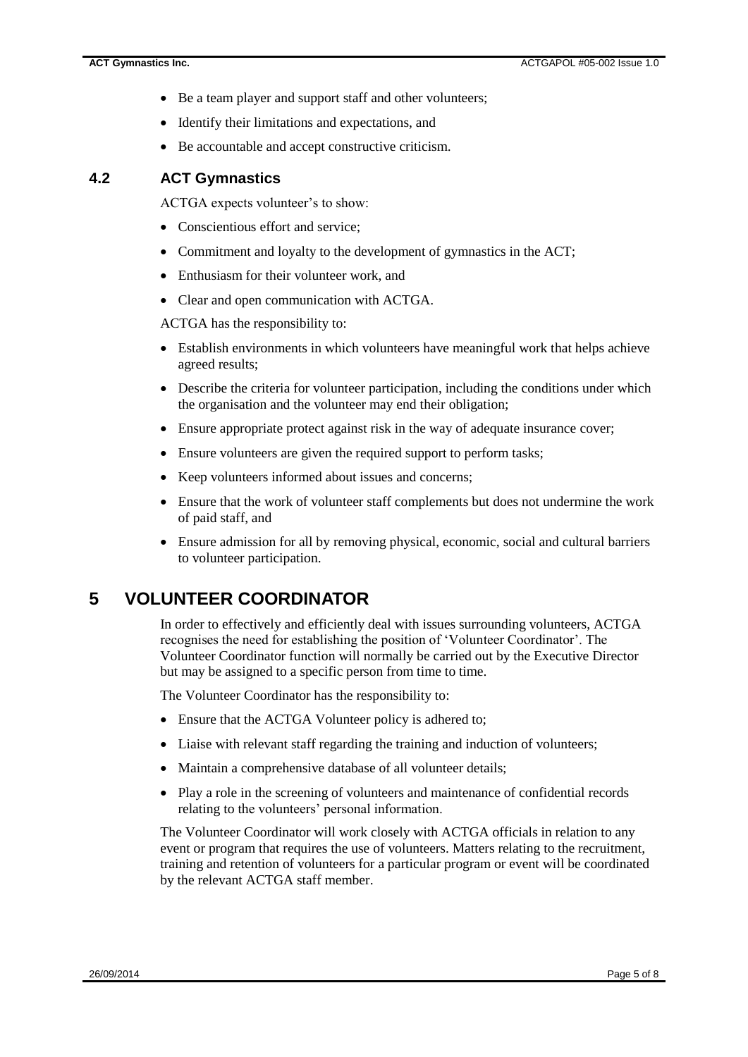- Be a team player and support staff and other volunteers;
- Identify their limitations and expectations, and
- Be accountable and accept constructive criticism.

### 4.2 ACT Gymnastics

ACTGA expects volunteer's to show:

- Conscientious effort and service;
- Commitment and loyalty to the development of gymnastics in the ACT;
- Enthusiasm for their volunteer work, and
- Clear and open communication with ACTGA.

ACTGA has the responsibility to:

- Establish environments in which volunteers have meaningful work that helps achieve agreed results;
- Describe the criteria for volunteer participation, including the conditions under which the organisation and the volunteer may end their obligation;
- Ensure appropriate protect against risk in the way of adequate insurance cover;
- Ensure volunteers are given the required support to perform tasks;
- Keep volunteers informed about issues and concerns;
- Ensure that the work of volunteer staff complements but does not undermine the work of paid staff, and
- Ensure admission for all by removing physical, economic, social and cultural barriers to volunteer participation.

## 5 VOLUNTEER COORDINATOR

In order to effectively and efficiently deal with issues surrounding volunteers, ACTGA recognises the need for establishing the position of 'Volunteer Coordinator'. The Volunteer Coordinator function will normally be carried out by the Executive Director but may be assigned to a specific person from time to time.

The Volunteer Coordinator has the responsibility to:

- Ensure that the ACTGA Volunteer policy is adhered to;
- Liaise with relevant staff regarding the training and induction of volunteers;
- Maintain a comprehensive database of all volunteer details;
- Play a role in the screening of volunteers and maintenance of confidential records relating to the volunteers' personal information.

The Volunteer Coordinator will work closely with ACTGA officials in relation to any event or program that requires the use of volunteers. Matters relating to the recruitment, training and retention of volunteers for a particular program or event will be coordinated by the relevant ACTGA staff member.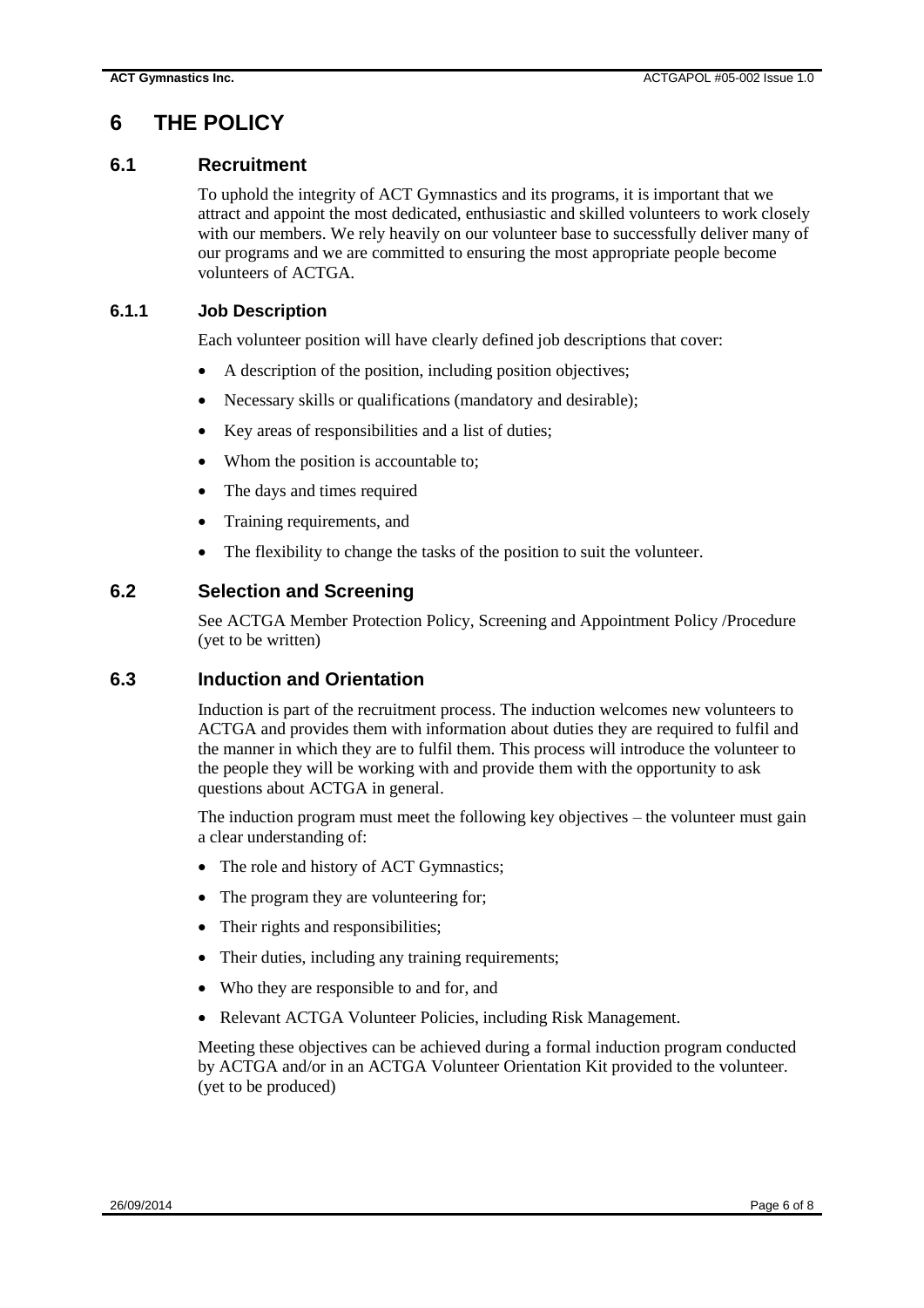# 6 THE POLICY

## 6.1 Recruitment

To uphold the integrity of ACT Gymnastics and its programs, it is important that we attract and appoint the most dedicated, enthusiastic and skilled volunteers to work closely with our members. We rely heavily on our volunteer base to successfully deliver many of our programs and we are committed to ensuring the most appropriate people become volunteers of ACTGA.

### 6.1.1 Job Description

Each volunteer position will have clearly defined job descriptions that cover:

- A description of the position, including position objectives;
- Necessary skills or qualifications (mandatory and desirable);
- Key areas of responsibilities and a list of duties;
- Whom the position is accountable to;
- The days and times required
- Training requirements, and
- The flexibility to change the tasks of the position to suit the volunteer.

## 6.2 Selection and Screening

See ACTGA Member Protection Policy, Screening and Appointment Policy /Procedure (yet to be written)

## 6.3 Induction and Orientation

Induction is part of the recruitment process. The induction welcomes new volunteers to ACTGA and provides them with information about duties they are required to fulfil and the manner in which they are to fulfil them. This process will introduce the volunteer to the people they will be working with and provide them with the opportunity to ask questions about ACTGA in general.

The induction program must meet the following key objectives – the volunteer must gain a clear understanding of:

- The role and history of ACT Gymnastics;
- The program they are volunteering for;
- Their rights and responsibilities;
- Their duties, including any training requirements;
- Who they are responsible to and for, and
- Relevant ACTGA Volunteer Policies, including Risk Management.

Meeting these objectives can be achieved during a formal induction program conducted by ACTGA and/or in an ACTGA Volunteer Orientation Kit provided to the volunteer. (yet to be produced)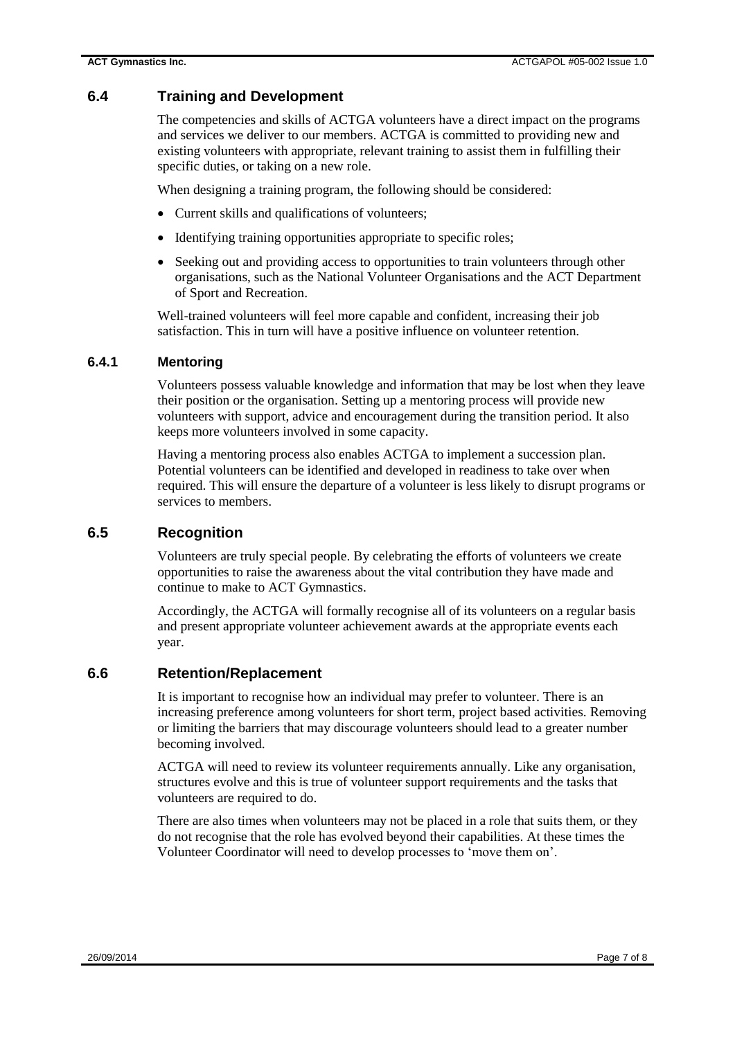## 6.4 Training and Development

The competencies and skills of ACTGA volunteers have a direct impact on the programs and services we deliver to our members. ACTGA is committed to providing new and existing volunteers with appropriate, relevant training to assist them in fulfilling their specific duties, or taking on a new role.

When designing a training program, the following should be considered:

- Current skills and qualifications of volunteers;
- Identifying training opportunities appropriate to specific roles;
- Seeking out and providing access to opportunities to train volunteers through other organisations, such as the National Volunteer Organisations and the ACT Department of Sport and Recreation.

Well-trained volunteers will feel more capable and confident, increasing their job satisfaction. This in turn will have a positive influence on volunteer retention.

### 6.4.1 Mentoring

Volunteers possess valuable knowledge and information that may be lost when they leave their position or the organisation. Setting up a mentoring process will provide new volunteers with support, advice and encouragement during the transition period. It also keeps more volunteers involved in some capacity.

Having a mentoring process also enables ACTGA to implement a succession plan. Potential volunteers can be identified and developed in readiness to take over when required. This will ensure the departure of a volunteer is less likely to disrupt programs or services to members.

## 6.5 Recognition

Volunteers are truly special people. By celebrating the efforts of volunteers we create opportunities to raise the awareness about the vital contribution they have made and continue to make to ACT Gymnastics.

Accordingly, the ACTGA will formally recognise all of its volunteers on a regular basis and present appropriate volunteer achievement awards at the appropriate events each year.

## 6.6 Retention/Replacement

It is important to recognise how an individual may prefer to volunteer. There is an increasing preference among volunteers for short term, project based activities. Removing or limiting the barriers that may discourage volunteers should lead to a greater number becoming involved.

ACTGA will need to review its volunteer requirements annually. Like any organisation, structures evolve and this is true of volunteer support requirements and the tasks that volunteers are required to do.

There are also times when volunteers may not be placed in a role that suits them, or they do not recognise that the role has evolved beyond their capabilities. At these times the Volunteer Coordinator will need to develop processes to 'move them on'.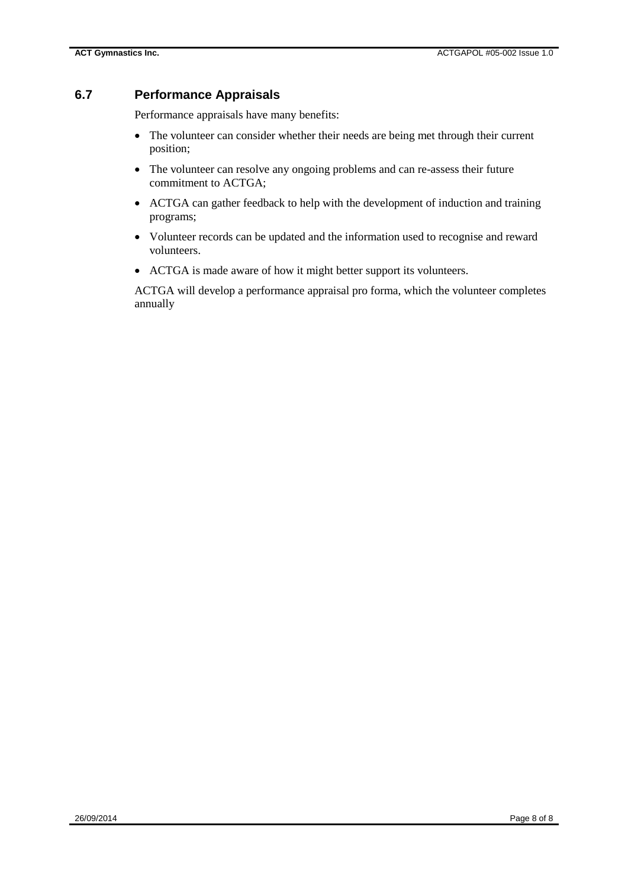## 6.7 Performance Appraisals

Performance appraisals have many benefits:

- The volunteer can consider whether their needs are being met through their current position;
- The volunteer can resolve any ongoing problems and can re-assess their future commitment to ACTGA;
- ACTGA can gather feedback to help with the development of induction and training programs;
- Volunteer records can be updated and the information used to recognise and reward volunteers.
- ACTGA is made aware of how it might better support its volunteers.

ACTGA will develop a performance appraisal pro forma, which the volunteer completes annually